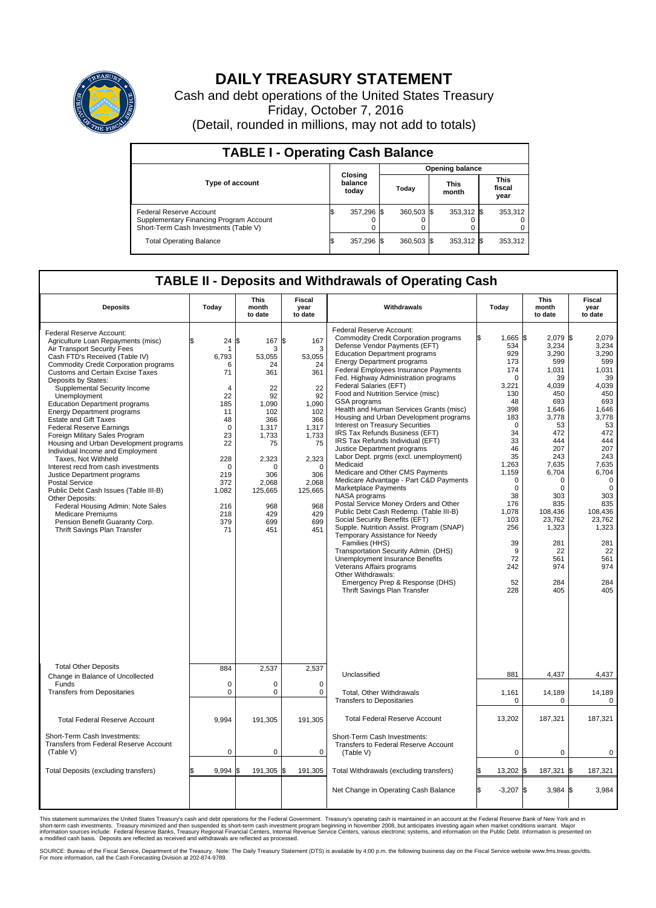# DAILY TREASURY STATEMENT

Cash and debt operations of the United States Treasury

Friday, October 7, 2016

(Detail, rounded in millions, may not add to totals)

| TABLE I - Operating Cash Balance | | | | |
|---|---|---|---|---|
| Type of account | Closing balance today | Opening balance | | |
| | | Today | This month | This fiscal year |
| Federal Reserve Account | $ 357,296 | $ 360,503 | $ 353,312 | $ 353,312 |
| Supplementary Financing Program Account | 0 | 0 | 0 | 0 |
| Short-Term Cash Investments (Table V) | 0 | 0 | 0 | 0 |
| Total Operating Balance | $ 357,296 | $ 360,503 | $ 353,312 | $ 353,312 |

| TABLE II - Deposits and Withdrawals of Operating Cash | | | | | | | |
|---|---|---|---|---|---|---|---|
| Deposits | Today | This month to date | Fiscal year to date | Withdrawals | Today | This month to date | Fiscal year to date |
| Federal Reserve Account: | | | | Federal Reserve Account: | | | |
| Agriculture Loan Repayments (misc) | $ 24 | $ 167 | $ 167 | Commodity Credit Corporation programs | $ 1,665 | $ 2,079 | $ 2,079 |
| Air Transport Security Fees | 1 | 3 | 3 | Defense Vendor Payments (EFT) | 534 | 3,234 | 3,234 |
| Cash FTD's Received (Table IV) | 6,793 | 53,055 | 53,055 | Education Department programs | 929 | 3,290 | 3,290 |
| Commodity Credit Corporation programs | 6 | 24 | 24 | Energy Department programs | 173 | 599 | 599 |
| Customs and Certain Excise Taxes | 71 | 361 | 361 | Federal Employees Insurance Payments | 174 | 1,031 | 1,031 |
| Deposits by States: | | | | Fed. Highway Administration programs | 0 | 39 | 39 |
| Supplemental Security Income | 4 | 22 | 22 | Federal Salaries (EFT) | 3,221 | 4,039 | 4,039 |
| Unemployment | 22 | 92 | 92 | Food and Nutrition Service (misc) | 130 | 450 | 450 |
| Education Department programs | 185 | 1,090 | 1,090 | GSA programs | 48 | 693 | 693 |
| Energy Department programs | 11 | 102 | 102 | Health and Human Services Grants (misc) | 398 | 1,646 | 1,646 |
| Estate and Gift Taxes | 48 | 366 | 366 | Housing and Urban Development programs | 183 | 3,778 | 3,778 |
| Federal Reserve Earnings | 0 | 1,317 | 1,317 | Interest on Treasury Securities | 0 | 53 | 53 |
| Foreign Military Sales Program | 23 | 1,733 | 1,733 | IRS Tax Refunds Business (EFT) | 34 | 472 | 472 |
| Housing and Urban Development programs | 22 | 75 | 75 | IRS Tax Refunds Individual (EFT) | 33 | 444 | 444 |
| Individual Income and Employment | | | | Justice Department programs | 46 | 207 | 207 |
| Taxes, Not Withheld | 228 | 2,323 | 2,323 | Labor Dept. prgms (excl. unemployment) | 35 | 243 | 243 |
| Interest recd from cash investments | 0 | 0 | 0 | Medicaid | 1,263 | 7,635 | 7,635 |
| Justice Department programs | 219 | 306 | 306 | Medicare and Other CMS Payments | 1,159 | 6,704 | 6,704 |
| Postal Service | 372 | 2,068 | 2,068 | Medicare Advantage - Part C&D Payments | 0 | 0 | 0 |
| Public Debt Cash Issues (Table III-B) | 1,082 | 125,665 | 125,665 | Marketplace Payments | 0 | 0 | 0 |
| Other Deposits: | | | | NASA programs | 38 | 303 | 303 |
| Federal Housing Admin: Note Sales | 216 | 968 | 968 | Postal Service Money Orders and Other | 176 | 835 | 835 |
| Medicare Premiums | 218 | 429 | 429 | Public Debt Cash Redemp. (Table III-B) | 1,078 | 108,436 | 108,436 |
| Pension Benefit Guaranty Corp. | 379 | 699 | 699 | Social Security Benefits (EFT) | 103 | 23,762 | 23,762 |
| Thrift Savings Plan Transfer | 71 | 451 | 451 | Supple. Nutrition Assist. Program (SNAP) | 256 | 1,323 | 1,323 |
| | | | | Temporary Assistance for Needy Families (HHS) | 39 | 281 | 281 |
| | | | | Transportation Security Admin. (DHS) | 9 | 22 | 22 |
| | | | | Unemployment Insurance Benefits | 72 | 561 | 561 |
| | | | | Veterans Affairs programs | 242 | 974 | 974 |
| | | | | Other Withdrawals: | | | |
| | | | | Emergency Prep & Response (DHS) | 52 | 284 | 284 |
| | | | | Thrift Savings Plan Transfer | 228 | 405 | 405 |
| Total Other Deposits | 884 | 2,537 | 2,537 | Unclassified | 881 | 4,437 | 4,437 |
| Change in Balance of Uncollected Funds | 0 | 0 | 0 | | | | |
| Transfers from Depositaries | 0 | 0 | 0 | Total, Other Withdrawals | 1,161 | 14,189 | 14,189 |
| | | | | Transfers to Depositaries | 0 | 0 | 0 |
| Total Federal Reserve Account | 9,994 | 191,305 | 191,305 | Total Federal Reserve Account | 13,202 | 187,321 | 187,321 |
| Short-Term Cash Investments: | | | | Short-Term Cash Investments: | | | |
| Transfers from Federal Reserve Account (Table V) | 0 | 0 | 0 | Transfers to Federal Reserve Account (Table V) | 0 | 0 | 0 |
| Total Deposits (excluding transfers) | $ 9,994 | $ 191,305 | $ 191,305 | Total Withdrawals (excluding transfers) | $ 13,202 | $ 187,321 | $ 187,321 |
| | | | | Net Change in Operating Cash Balance | $ -3,207 | $ 3,984 | $ 3,984 |

This statement summarizes the United States Treasury's cash and debt operations for the Federal Government. Treasury's operating cash is maintained in an account at the Federal Reserve Bank of New York and in short-term cash investments. Treasury minimized and then suspended its short-term cash investment program beginning in November 2008, but anticipates investing again when market conditions warrant. Major information sources include: Federal Reserve Banks, Treasury Regional Financial Centers, Internal Revenue Service Centers, various electronic systems, and information on the Public Debt. Information is presented on a modified cash basis. Deposits are reflected as received and withdrawals are reflected as processed.

SOURCE: Bureau of the Fiscal Service, Department of the Treasury. Note: The Daily Treasury Statement (DTS) is available by 4:00 p.m. the following business day on the Fiscal Service website www.fms.treas.gov/dts. For more information, call the Cash Forecasting Division at 202-874-9789.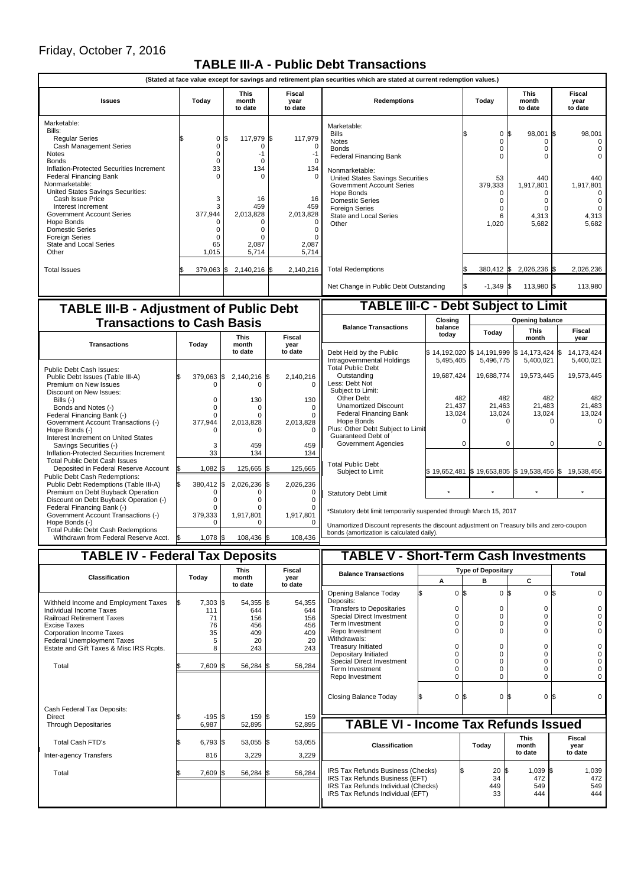Friday, October 7, 2016

# TABLE III-A - Public Debt Transactions

(Stated at face value except for savings and retirement plan securities which are stated at current redemption values.)

| Issues | Today | This month to date | Fiscal year to date |
|---|---|---|---|
| Marketable: | | | |
| Bills: | | | |
| Regular Series | $ 0 | $ 117,979 | $ 117,979 |
| Cash Management Series | 0 | 0 | 0 |
| Notes | 0 | -1 | -1 |
| Bonds | 0 | 0 | 0 |
| Inflation-Protected Securities Increment | 33 | 134 | 134 |
| Federal Financing Bank | 0 | 0 | 0 |
| Nonmarketable: | | | |
| United States Savings Securities: | | | |
| Cash Issue Price | 3 | 16 | 16 |
| Interest Increment | 3 | 459 | 459 |
| Government Account Series | 377,944 | 2,013,828 | 2,013,828 |
| Hope Bonds | 0 | 0 | 0 |
| Domestic Series | 0 | 0 | 0 |
| Foreign Series | 0 | 0 | 0 |
| State and Local Series | 65 | 2,087 | 2,087 |
| Other | 1,015 | 5,714 | 5,714 |
| Total Issues | $ 379,063 | $ 2,140,216 | $ 2,140,216 |

| Redemptions | Today | This month to date | Fiscal year to date |
|---|---|---|---|
| Marketable: | | | |
| Bills | $ 0 | $ 98,001 | $ 98,001 |
| Notes | 0 | 0 | 0 |
| Bonds | 0 | 0 | 0 |
| Federal Financing Bank | 0 | 0 | 0 |
| Nonmarketable: | | | |
| United States Savings Securities | 53 | 440 | 440 |
| Government Account Series | 379,333 | 1,917,801 | 1,917,801 |
| Hope Bonds | 0 | 0 | 0 |
| Domestic Series | 0 | 0 | 0 |
| Foreign Series | 0 | 0 | 0 |
| State and Local Series | 6 | 4,313 | 4,313 |
| Other | 1,020 | 5,682 | 5,682 |
| Total Redemptions | $ 380,412 | $ 2,026,236 | $ 2,026,236 |
| Net Change in Public Debt Outstanding | $ -1,349 | $ 113,980 | $ 113,980 |

# TABLE III-B - Adjustment of Public Debt Transactions to Cash Basis

| Transactions | Today | This month to date | Fiscal year to date |
|---|---|---|---|
| Public Debt Cash Issues: | | | |
| Public Debt Issues (Table III-A) | $ 379,063 | $ 2,140,216 | $ 2,140,216 |
| Premium on New Issues | 0 | 0 | 0 |
| Discount on New Issues: | | | |
| Bills (-) | 0 | 130 | 130 |
| Bonds and Notes (-) | 0 | 0 | 0 |
| Federal Financing Bank (-) | 0 | 0 | 0 |
| Government Account Transactions (-) | 377,944 | 2,013,828 | 2,013,828 |
| Hope Bonds (-) | 0 | 0 | 0 |
| Interest Increment on United States Savings Securities (-) | 3 | 459 | 459 |
| Inflation-Protected Securities Increment | 33 | 134 | 134 |
| Total Public Debt Cash Issues Deposited in Federal Reserve Account | $ 1,082 | $ 125,665 | $ 125,665 |
| Public Debt Cash Redemptions: | | | |
| Public Debt Redemptions (Table III-A) | $ 380,412 | $ 2,026,236 | $ 2,026,236 |
| Premium on Debt Buyback Operation | 0 | 0 | 0 |
| Discount on Debt Buyback Operation (-) | 0 | 0 | 0 |
| Federal Financing Bank (-) | 0 | 0 | 0 |
| Government Account Transactions (-) | 379,333 | 1,917,801 | 1,917,801 |
| Hope Bonds (-) | 0 | 0 | 0 |
| Total Public Debt Cash Redemptions Withdrawn from Federal Reserve Acct. | $ 1,078 | $ 108,436 | $ 108,436 |

# TABLE III-C - Debt Subject to Limit

| Balance Transactions | Closing balance today | Opening balance Today | Opening balance This month | Opening balance Fiscal year |
|---|---|---|---|---|
| Debt Held by the Public | $ 14,192,020 | $ 14,191,999 | $ 14,173,424 | $ 14,173,424 |
| Intragovernmental Holdings | 5,495,405 | 5,496,775 | 5,400,021 | 5,400,021 |
| Total Public Debt Outstanding | 19,687,424 | 19,688,774 | 19,573,445 | 19,573,445 |
| Less: Debt Not Subject to Limit: | | | | |
| Other Debt | 482 | 482 | 482 | 482 |
| Unamortized Discount | 21,437 | 21,463 | 21,483 | 21,483 |
| Federal Financing Bank | 13,024 | 13,024 | 13,024 | 13,024 |
| Hope Bonds | 0 | 0 | 0 | 0 |
| Plus: Other Debt Subject to Limit | | | | |
| Guaranteed Debt of Government Agencies | 0 | 0 | 0 | 0 |
| Total Public Debt Subject to Limit | $ 19,652,481 | $ 19,653,805 | $ 19,538,456 | $ 19,538,456 |
| Statutory Debt Limit | * | * | * | * |

*Statutory debt limit temporarily suspended through March 15, 2017

Unamortized Discount represents the discount adjustment on Treasury bills and zero-coupon bonds (amortization is calculated daily).

# TABLE IV - Federal Tax Deposits

| Classification | Today | This month to date | Fiscal year to date |
|---|---|---|---|
| Withheld Income and Employment Taxes | $ 7,303 | $ 54,355 | $ 54,355 |
| Individual Income Taxes | 111 | 644 | 644 |
| Railroad Retirement Taxes | 71 | 156 | 156 |
| Excise Taxes | 76 | 456 | 456 |
| Corporation Income Taxes | 35 | 409 | 409 |
| Federal Unemployment Taxes | 5 | 20 | 20 |
| Estate and Gift Taxes & Misc IRS Rcpts. | 8 | 243 | 243 |
| Total | $ 7,609 | $ 56,284 | $ 56,284 |
| Cash Federal Tax Deposits: | | | |
| Direct | $ -195 | $ 159 | $ 159 |
| Through Depositaries | 6,987 | 52,895 | 52,895 |
| Total Cash FTD's | $ 6,793 | $ 53,055 | $ 53,055 |
| Inter-agency Transfers | 816 | 3,229 | 3,229 |
| Total | $ 7,609 | $ 56,284 | $ 56,284 |

# TABLE V - Short-Term Cash Investments

| Balance Transactions | Type of Depositary A | Type of Depositary B | Type of Depositary C | Total |
|---|---|---|---|---|
| Opening Balance Today | $ 0 | $ 0 | $ 0 | $ 0 |
| Deposits: | | | | |
| Transfers to Depositaries | 0 | 0 | 0 | 0 |
| Special Direct Investment | 0 | 0 | 0 | 0 |
| Term Investment | 0 | 0 | 0 | 0 |
| Repo Investment | 0 | 0 | 0 | 0 |
| Withdrawals: | | | | |
| Treasury Initiated | 0 | 0 | 0 | 0 |
| Depositary Initiated | 0 | 0 | 0 | 0 |
| Special Direct Investment | 0 | 0 | 0 | 0 |
| Term Investment | 0 | 0 | 0 | 0 |
| Repo Investment | 0 | 0 | 0 | 0 |
| Closing Balance Today | $ 0 | $ 0 | $ 0 | $ 0 |

# TABLE VI - Income Tax Refunds Issued

| Classification | Today | This month to date | Fiscal year to date |
|---|---|---|---|
| IRS Tax Refunds Business (Checks) | $ 20 | $ 1,039 | $ 1,039 |
| IRS Tax Refunds Business (EFT) | 34 | 472 | 472 |
| IRS Tax Refunds Individual (Checks) | 449 | 549 | 549 |
| IRS Tax Refunds Individual (EFT) | 33 | 444 | 444 |